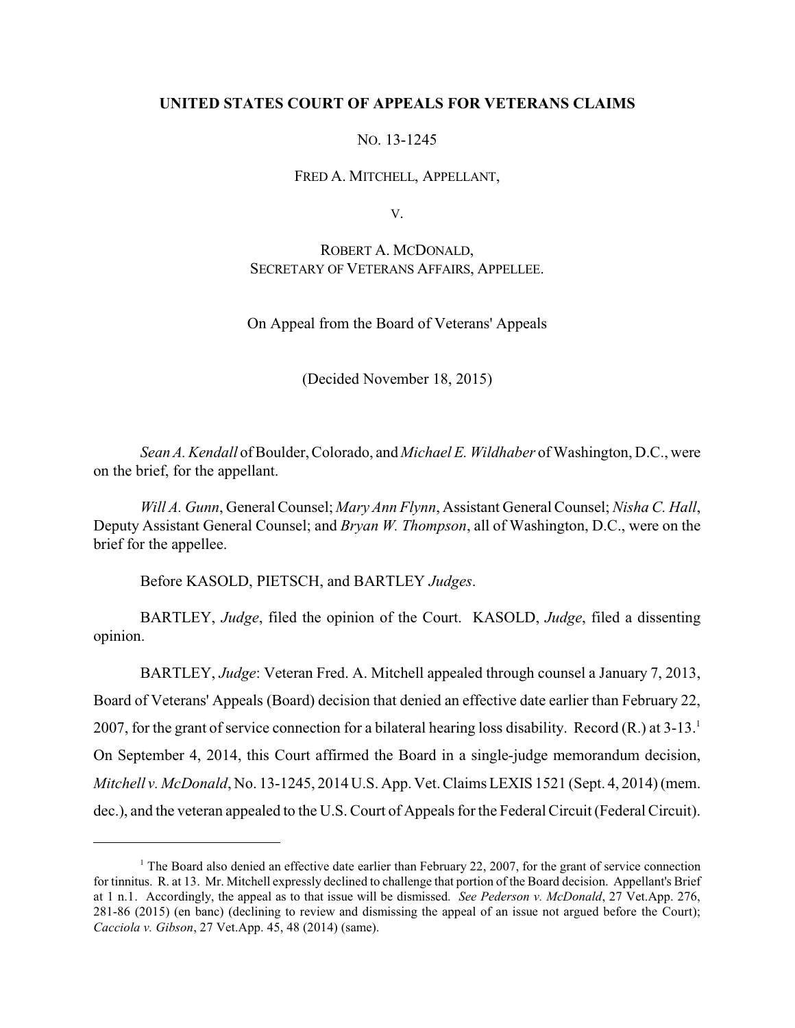**UNITED STATES COURT OF APPEALS FOR VETERANS CLAIMS**

NO. 13-1245

FRED A. MITCHELL, APPELLANT,

V.

ROBERT A. MCDONALD,
SECRETARY OF VETERANS AFFAIRS, APPELLEE.

On Appeal from the Board of Veterans' Appeals

(Decided November 18, 2015)

*Sean A. Kendall* of Boulder, Colorado, and *Michael E. Wildhaber* of Washington, D.C., were on the brief, for the appellant.

*Will A. Gunn*, General Counsel; *Mary Ann Flynn*, Assistant General Counsel; *Nisha C. Hall*, Deputy Assistant General Counsel; and *Bryan W. Thompson*, all of Washington, D.C., were on the brief for the appellee.

Before KASOLD, PIETSCH, and BARTLEY *Judges*.

BARTLEY, *Judge*, filed the opinion of the Court. KASOLD, *Judge*, filed a dissenting opinion.

BARTLEY, *Judge*: Veteran Fred. A. Mitchell appealed through counsel a January 7, 2013, Board of Veterans' Appeals (Board) decision that denied an effective date earlier than February 22, 2007, for the grant of service connection for a bilateral hearing loss disability. Record (R.) at 3-13.[1] On September 4, 2014, this Court affirmed the Board in a single-judge memorandum decision, *Mitchell v. McDonald*, No. 13-1245, 2014 U.S. App. Vet. Claims LEXIS 1521 (Sept. 4, 2014) (mem. dec.), and the veteran appealed to the U.S. Court of Appeals for the Federal Circuit (Federal Circuit).

[1] The Board also denied an effective date earlier than February 22, 2007, for the grant of service connection for tinnitus. R. at 13. Mr. Mitchell expressly declined to challenge that portion of the Board decision. Appellant's Brief at 1 n.1. Accordingly, the appeal as to that issue will be dismissed. *See Pederson v. McDonald*, 27 Vet.App. 276, 281-86 (2015) (en banc) (declining to review and dismissing the appeal of an issue not argued before the Court); *Cacciola v. Gibson*, 27 Vet.App. 45, 48 (2014) (same).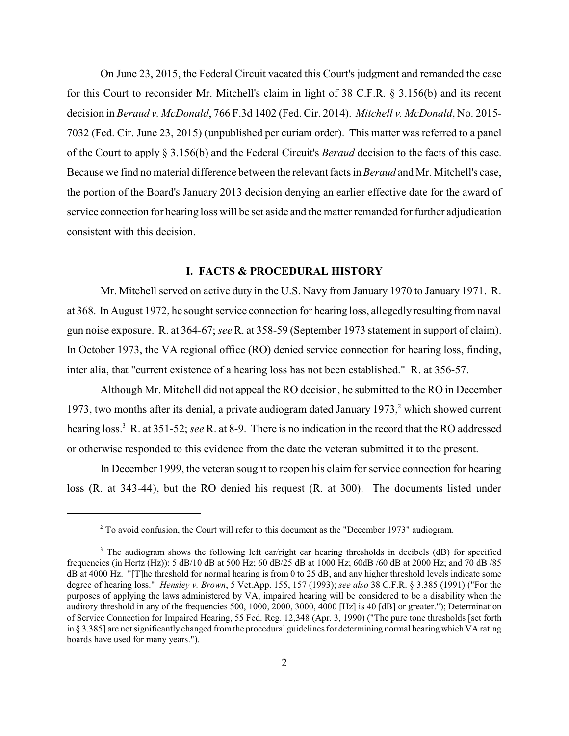On June 23, 2015, the Federal Circuit vacated this Court's judgment and remanded the case for this Court to reconsider Mr. Mitchell's claim in light of 38 C.F.R. § 3.156(b) and its recent decision in *Beraud v. McDonald*, 766 F.3d 1402 (Fed. Cir. 2014). *Mitchell v. McDonald*, No. 2015-7032 (Fed. Cir. June 23, 2015) (unpublished per curiam order). This matter was referred to a panel of the Court to apply § 3.156(b) and the Federal Circuit's *Beraud* decision to the facts of this case. Because we find no material difference between the relevant facts in *Beraud* and Mr. Mitchell's case, the portion of the Board's January 2013 decision denying an earlier effective date for the award of service connection for hearing loss will be set aside and the matter remanded for further adjudication consistent with this decision.

## I. FACTS & PROCEDURAL HISTORY

Mr. Mitchell served on active duty in the U.S. Navy from January 1970 to January 1971. R. at 368. In August 1972, he sought service connection for hearing loss, allegedly resulting from naval gun noise exposure. R. at 364-67; *see* R. at 358-59 (September 1973 statement in support of claim). In October 1973, the VA regional office (RO) denied service connection for hearing loss, finding, inter alia, that "current existence of a hearing loss has not been established." R. at 356-57.

Although Mr. Mitchell did not appeal the RO decision, he submitted to the RO in December 1973, two months after its denial, a private audiogram dated January 1973,[2] which showed current hearing loss.[3] R. at 351-52; *see* R. at 8-9. There is no indication in the record that the RO addressed or otherwise responded to this evidence from the date the veteran submitted it to the present.

In December 1999, the veteran sought to reopen his claim for service connection for hearing loss (R. at 343-44), but the RO denied his request (R. at 300). The documents listed under

---

[2] To avoid confusion, the Court will refer to this document as the "December 1973" audiogram.

[3] The audiogram shows the following left ear/right ear hearing thresholds in decibels (dB) for specified frequencies (in Hertz (Hz)): 5 dB/10 dB at 500 Hz; 60 dB/25 dB at 1000 Hz; 60dB /60 dB at 2000 Hz; and 70 dB /85 dB at 4000 Hz. "[T]he threshold for normal hearing is from 0 to 25 dB, and any higher threshold levels indicate some degree of hearing loss." *Hensley v. Brown*, 5 Vet.App. 155, 157 (1993); *see also* 38 C.F.R. § 3.385 (1991) ("For the purposes of applying the laws administered by VA, impaired hearing will be considered to be a disability when the auditory threshold in any of the frequencies 500, 1000, 2000, 3000, 4000 [Hz] is 40 [dB] or greater."); Determination of Service Connection for Impaired Hearing, 55 Fed. Reg. 12,348 (Apr. 3, 1990) ("The pure tone thresholds [set forth in § 3.385] are not significantly changed from the procedural guidelines for determining normal hearing which VA rating boards have used for many years.").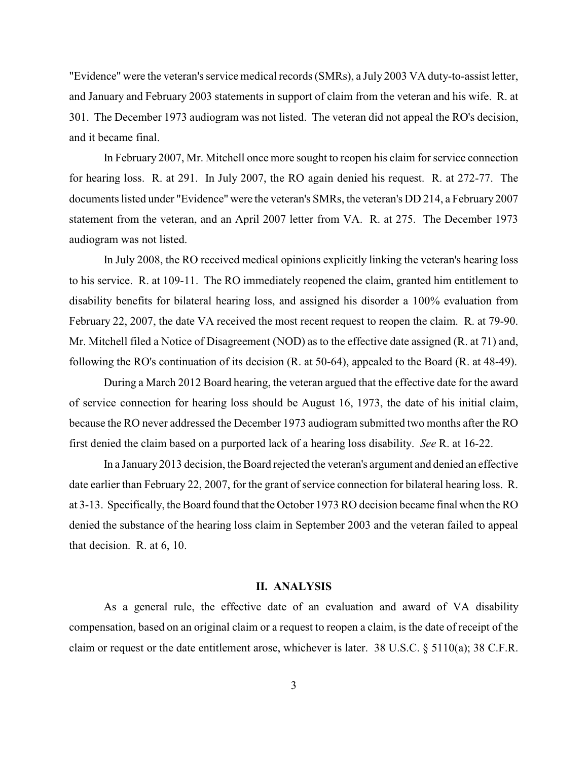"Evidence" were the veteran's service medical records (SMRs), a July 2003 VA duty-to-assist letter, and January and February 2003 statements in support of claim from the veteran and his wife. R. at 301. The December 1973 audiogram was not listed. The veteran did not appeal the RO's decision, and it became final.

In February 2007, Mr. Mitchell once more sought to reopen his claim for service connection for hearing loss. R. at 291. In July 2007, the RO again denied his request. R. at 272-77. The documents listed under "Evidence" were the veteran's SMRs, the veteran's DD 214, a February 2007 statement from the veteran, and an April 2007 letter from VA. R. at 275. The December 1973 audiogram was not listed.

In July 2008, the RO received medical opinions explicitly linking the veteran's hearing loss to his service. R. at 109-11. The RO immediately reopened the claim, granted him entitlement to disability benefits for bilateral hearing loss, and assigned his disorder a 100% evaluation from February 22, 2007, the date VA received the most recent request to reopen the claim. R. at 79-90. Mr. Mitchell filed a Notice of Disagreement (NOD) as to the effective date assigned (R. at 71) and, following the RO's continuation of its decision (R. at 50-64), appealed to the Board (R. at 48-49).

During a March 2012 Board hearing, the veteran argued that the effective date for the award of service connection for hearing loss should be August 16, 1973, the date of his initial claim, because the RO never addressed the December 1973 audiogram submitted two months after the RO first denied the claim based on a purported lack of a hearing loss disability. *See* R. at 16-22.

In a January 2013 decision, the Board rejected the veteran's argument and denied an effective date earlier than February 22, 2007, for the grant of service connection for bilateral hearing loss. R. at 3-13. Specifically, the Board found that the October 1973 RO decision became final when the RO denied the substance of the hearing loss claim in September 2003 and the veteran failed to appeal that decision. R. at 6, 10.

## II. ANALYSIS

As a general rule, the effective date of an evaluation and award of VA disability compensation, based on an original claim or a request to reopen a claim, is the date of receipt of the claim or request or the date entitlement arose, whichever is later. 38 U.S.C. § 5110(a); 38 C.F.R.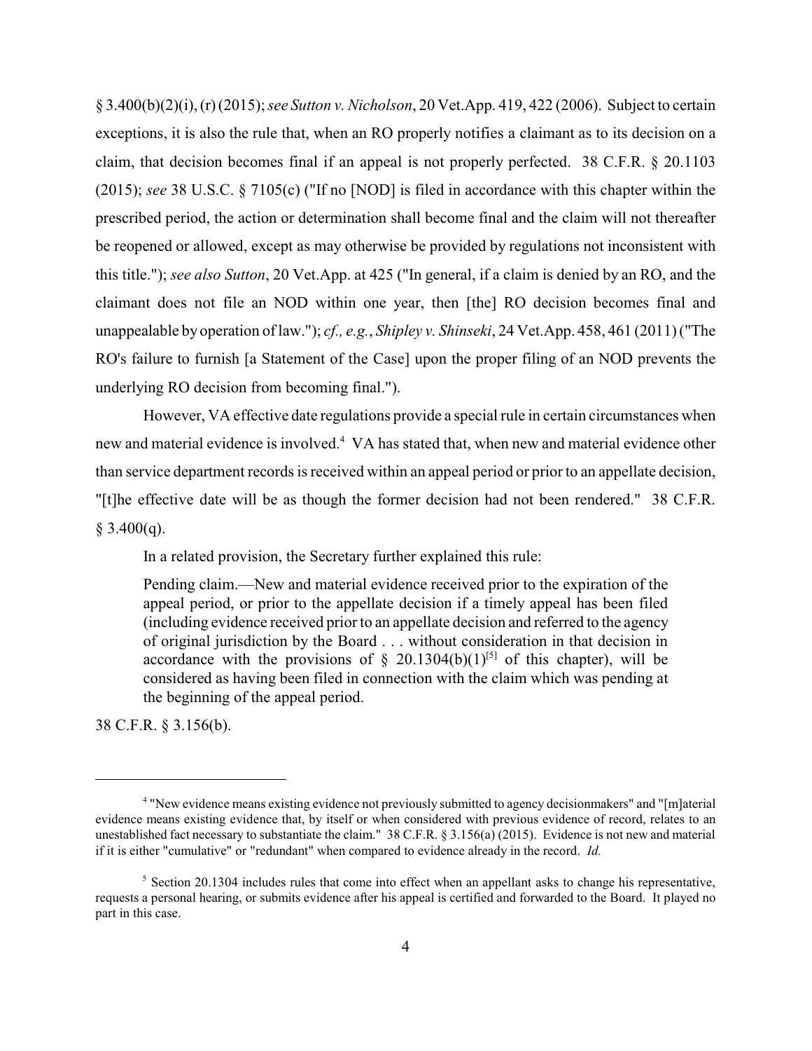§ 3.400(b)(2)(i), (r) (2015); *see Sutton v. Nicholson*, 20 Vet.App. 419, 422 (2006). Subject to certain exceptions, it is also the rule that, when an RO properly notifies a claimant as to its decision on a claim, that decision becomes final if an appeal is not properly perfected. 38 C.F.R. § 20.1103 (2015); *see* 38 U.S.C. § 7105(c) ("If no [NOD] is filed in accordance with this chapter within the prescribed period, the action or determination shall become final and the claim will not thereafter be reopened or allowed, except as may otherwise be provided by regulations not inconsistent with this title."); *see also Sutton*, 20 Vet.App. at 425 ("In general, if a claim is denied by an RO, and the claimant does not file an NOD within one year, then [the] RO decision becomes final and unappealable by operation of law."); *cf., e.g.*, *Shipley v. Shinseki*, 24 Vet.App. 458, 461 (2011) ("The RO's failure to furnish [a Statement of the Case] upon the proper filing of an NOD prevents the underlying RO decision from becoming final.").

However, VA effective date regulations provide a special rule in certain circumstances when new and material evidence is involved.[4] VA has stated that, when new and material evidence other than service department records is received within an appeal period or prior to an appellate decision, "[t]he effective date will be as though the former decision had not been rendered." 38 C.F.R. § 3.400(q).

In a related provision, the Secretary further explained this rule:

> Pending claim.—New and material evidence received prior to the expiration of the appeal period, or prior to the appellate decision if a timely appeal has been filed (including evidence received prior to an appellate decision and referred to the agency of original jurisdiction by the Board . . . without consideration in that decision in accordance with the provisions of § 20.1304(b)(1)[5] of this chapter), will be considered as having been filed in connection with the claim which was pending at the beginning of the appeal period.

38 C.F.R. § 3.156(b).

---

[4] "New evidence means existing evidence not previously submitted to agency decisionmakers" and "[m]aterial evidence means existing evidence that, by itself or when considered with previous evidence of record, relates to an unestablished fact necessary to substantiate the claim." 38 C.F.R. § 3.156(a) (2015). Evidence is not new and material if it is either "cumulative" or "redundant" when compared to evidence already in the record. *Id.*

[5] Section 20.1304 includes rules that come into effect when an appellant asks to change his representative, requests a personal hearing, or submits evidence after his appeal is certified and forwarded to the Board. It played no part in this case.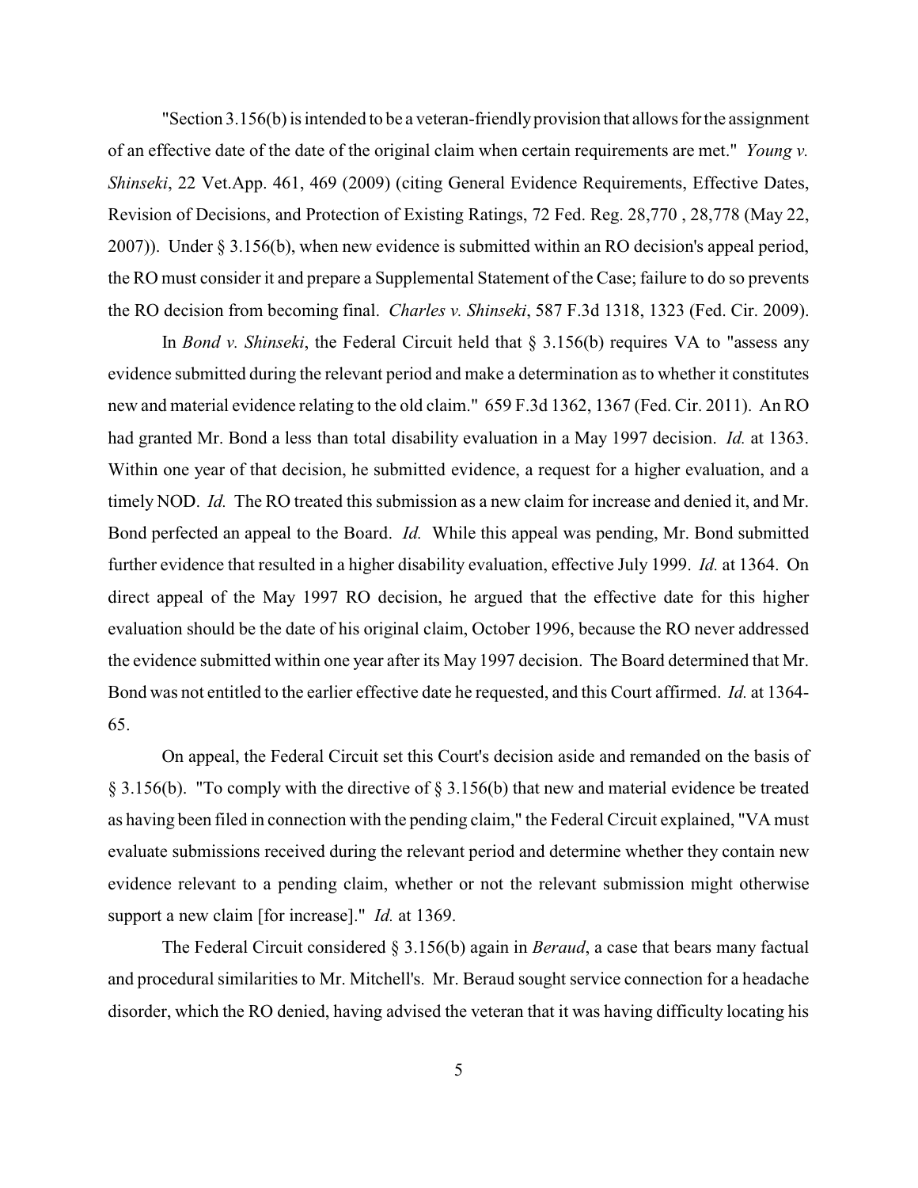"Section 3.156(b) is intended to be a veteran-friendly provision that allows for the assignment of an effective date of the date of the original claim when certain requirements are met." *Young v. Shinseki*, 22 Vet.App. 461, 469 (2009) (citing General Evidence Requirements, Effective Dates, Revision of Decisions, and Protection of Existing Ratings, 72 Fed. Reg. 28,770 , 28,778 (May 22, 2007)). Under § 3.156(b), when new evidence is submitted within an RO decision's appeal period, the RO must consider it and prepare a Supplemental Statement of the Case; failure to do so prevents the RO decision from becoming final. *Charles v. Shinseki*, 587 F.3d 1318, 1323 (Fed. Cir. 2009).

In *Bond v. Shinseki*, the Federal Circuit held that § 3.156(b) requires VA to "assess any evidence submitted during the relevant period and make a determination as to whether it constitutes new and material evidence relating to the old claim." 659 F.3d 1362, 1367 (Fed. Cir. 2011). An RO had granted Mr. Bond a less than total disability evaluation in a May 1997 decision. *Id.* at 1363. Within one year of that decision, he submitted evidence, a request for a higher evaluation, and a timely NOD. *Id.* The RO treated this submission as a new claim for increase and denied it, and Mr. Bond perfected an appeal to the Board. *Id.* While this appeal was pending, Mr. Bond submitted further evidence that resulted in a higher disability evaluation, effective July 1999. *Id.* at 1364. On direct appeal of the May 1997 RO decision, he argued that the effective date for this higher evaluation should be the date of his original claim, October 1996, because the RO never addressed the evidence submitted within one year after its May 1997 decision. The Board determined that Mr. Bond was not entitled to the earlier effective date he requested, and this Court affirmed. *Id.* at 1364-65.

On appeal, the Federal Circuit set this Court's decision aside and remanded on the basis of § 3.156(b). "To comply with the directive of § 3.156(b) that new and material evidence be treated as having been filed in connection with the pending claim," the Federal Circuit explained, "VA must evaluate submissions received during the relevant period and determine whether they contain new evidence relevant to a pending claim, whether or not the relevant submission might otherwise support a new claim [for increase]." *Id.* at 1369.

The Federal Circuit considered § 3.156(b) again in *Beraud*, a case that bears many factual and procedural similarities to Mr. Mitchell's. Mr. Beraud sought service connection for a headache disorder, which the RO denied, having advised the veteran that it was having difficulty locating his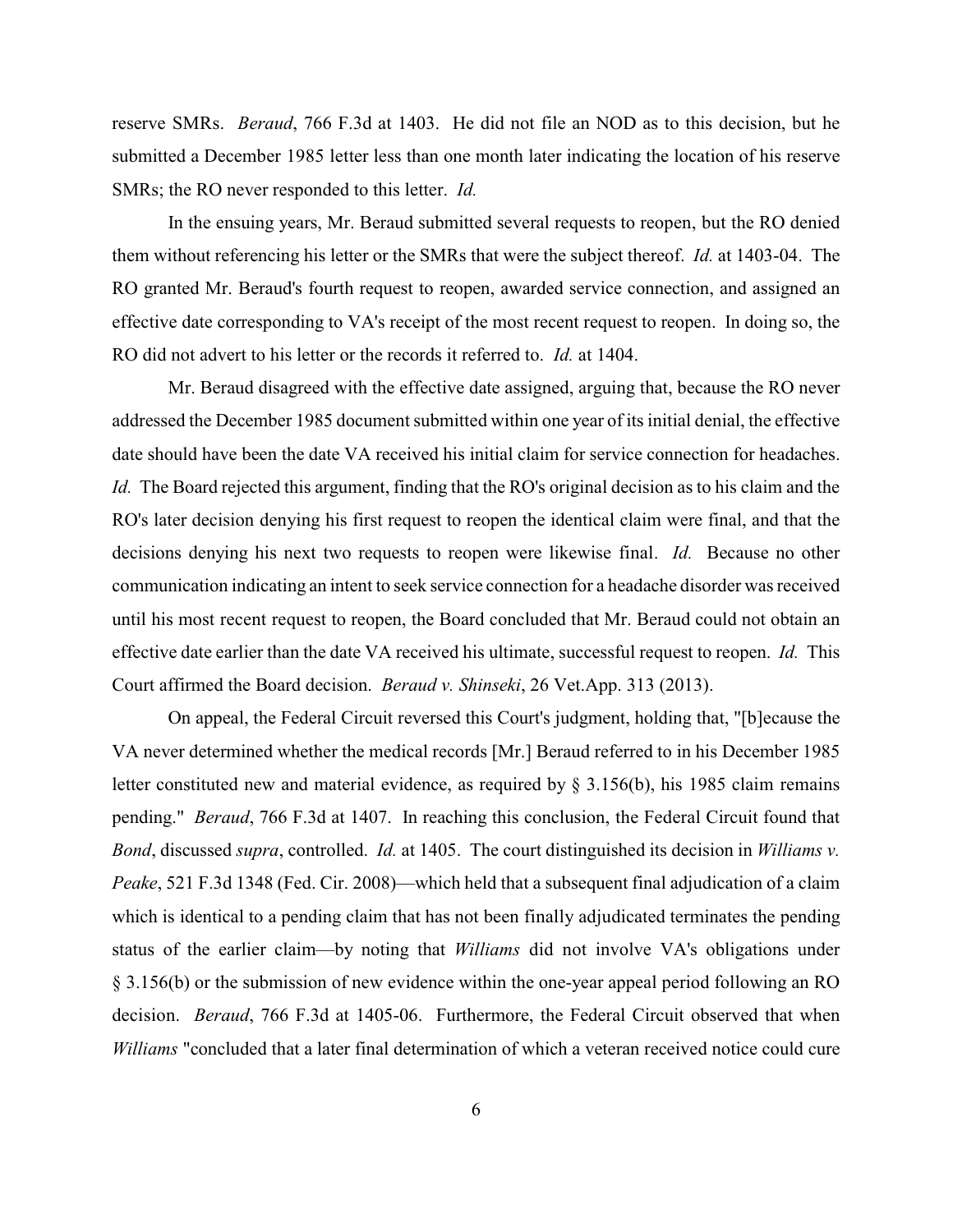reserve SMRs. *Beraud*, 766 F.3d at 1403. He did not file an NOD as to this decision, but he submitted a December 1985 letter less than one month later indicating the location of his reserve SMRs; the RO never responded to this letter. *Id.*

In the ensuing years, Mr. Beraud submitted several requests to reopen, but the RO denied them without referencing his letter or the SMRs that were the subject thereof. *Id.* at 1403-04. The RO granted Mr. Beraud's fourth request to reopen, awarded service connection, and assigned an effective date corresponding to VA's receipt of the most recent request to reopen. In doing so, the RO did not advert to his letter or the records it referred to. *Id.* at 1404.

Mr. Beraud disagreed with the effective date assigned, arguing that, because the RO never addressed the December 1985 document submitted within one year of its initial denial, the effective date should have been the date VA received his initial claim for service connection for headaches. *Id.* The Board rejected this argument, finding that the RO's original decision as to his claim and the RO's later decision denying his first request to reopen the identical claim were final, and that the decisions denying his next two requests to reopen were likewise final. *Id.* Because no other communication indicating an intent to seek service connection for a headache disorder was received until his most recent request to reopen, the Board concluded that Mr. Beraud could not obtain an effective date earlier than the date VA received his ultimate, successful request to reopen. *Id.* This Court affirmed the Board decision. *Beraud v. Shinseki*, 26 Vet.App. 313 (2013).

On appeal, the Federal Circuit reversed this Court's judgment, holding that, "[b]ecause the VA never determined whether the medical records [Mr.] Beraud referred to in his December 1985 letter constituted new and material evidence, as required by § 3.156(b), his 1985 claim remains pending." *Beraud*, 766 F.3d at 1407. In reaching this conclusion, the Federal Circuit found that *Bond*, discussed *supra*, controlled. *Id.* at 1405. The court distinguished its decision in *Williams v. Peake*, 521 F.3d 1348 (Fed. Cir. 2008)—which held that a subsequent final adjudication of a claim which is identical to a pending claim that has not been finally adjudicated terminates the pending status of the earlier claim—by noting that *Williams* did not involve VA's obligations under § 3.156(b) or the submission of new evidence within the one-year appeal period following an RO decision. *Beraud*, 766 F.3d at 1405-06. Furthermore, the Federal Circuit observed that when *Williams* "concluded that a later final determination of which a veteran received notice could cure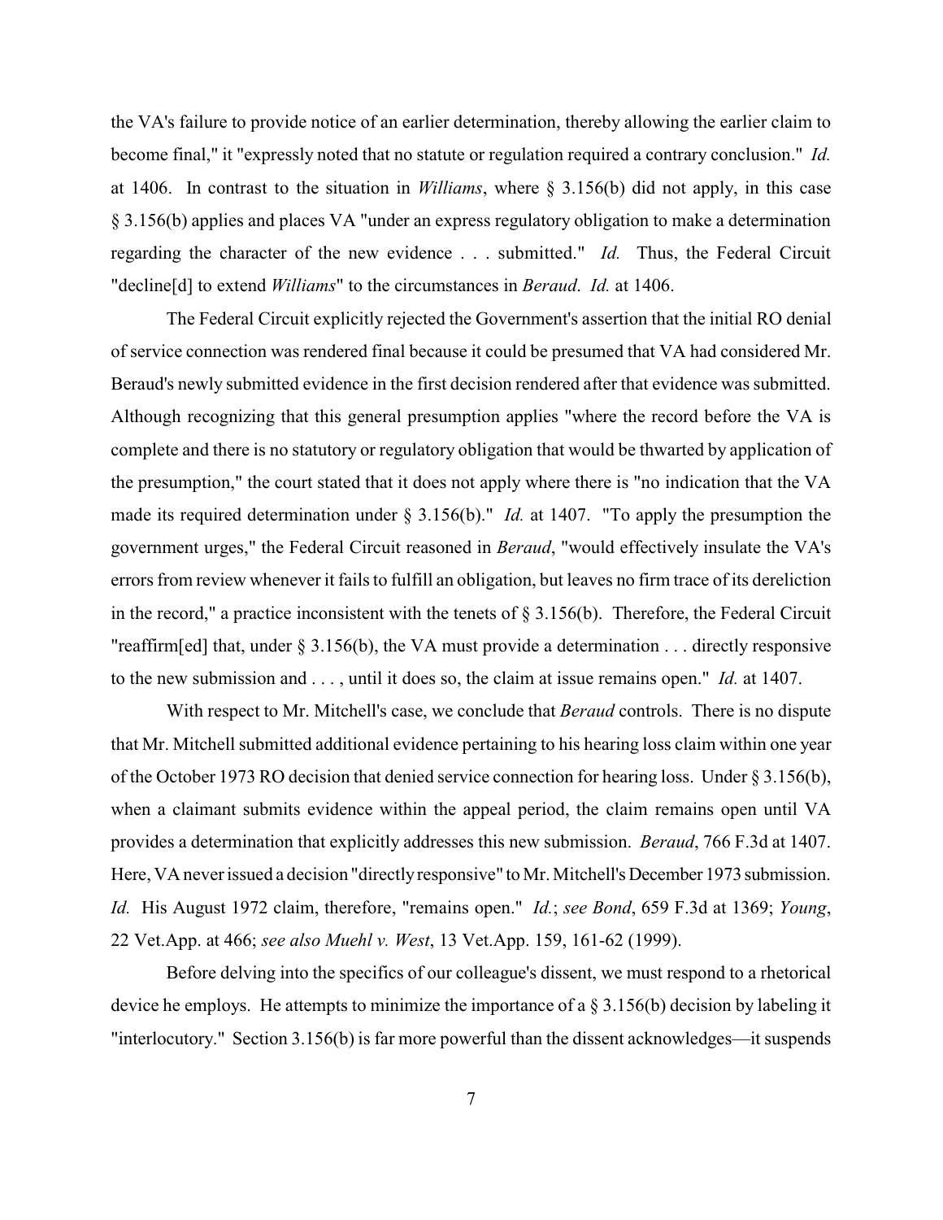the VA's failure to provide notice of an earlier determination, thereby allowing the earlier claim to become final," it "expressly noted that no statute or regulation required a contrary conclusion." *Id.* at 1406. In contrast to the situation in *Williams*, where § 3.156(b) did not apply, in this case § 3.156(b) applies and places VA "under an express regulatory obligation to make a determination regarding the character of the new evidence . . . submitted." *Id.* Thus, the Federal Circuit "decline[d] to extend *Williams*" to the circumstances in *Beraud*. *Id.* at 1406.

The Federal Circuit explicitly rejected the Government's assertion that the initial RO denial of service connection was rendered final because it could be presumed that VA had considered Mr. Beraud's newly submitted evidence in the first decision rendered after that evidence was submitted. Although recognizing that this general presumption applies "where the record before the VA is complete and there is no statutory or regulatory obligation that would be thwarted by application of the presumption," the court stated that it does not apply where there is "no indication that the VA made its required determination under § 3.156(b)." *Id.* at 1407. "To apply the presumption the government urges," the Federal Circuit reasoned in *Beraud*, "would effectively insulate the VA's errors from review whenever it fails to fulfill an obligation, but leaves no firm trace of its dereliction in the record," a practice inconsistent with the tenets of § 3.156(b). Therefore, the Federal Circuit "reaffirm[ed] that, under § 3.156(b), the VA must provide a determination . . . directly responsive to the new submission and . . . , until it does so, the claim at issue remains open." *Id.* at 1407.

With respect to Mr. Mitchell's case, we conclude that *Beraud* controls. There is no dispute that Mr. Mitchell submitted additional evidence pertaining to his hearing loss claim within one year of the October 1973 RO decision that denied service connection for hearing loss. Under § 3.156(b), when a claimant submits evidence within the appeal period, the claim remains open until VA provides a determination that explicitly addresses this new submission. *Beraud*, 766 F.3d at 1407. Here, VA never issued a decision "directly responsive" to Mr. Mitchell's December 1973 submission. *Id.* His August 1972 claim, therefore, "remains open." *Id.*; *see Bond*, 659 F.3d at 1369; *Young*, 22 Vet.App. at 466; *see also Muehl v. West*, 13 Vet.App. 159, 161-62 (1999).

Before delving into the specifics of our colleague's dissent, we must respond to a rhetorical device he employs. He attempts to minimize the importance of a § 3.156(b) decision by labeling it "interlocutory." Section 3.156(b) is far more powerful than the dissent acknowledges—it suspends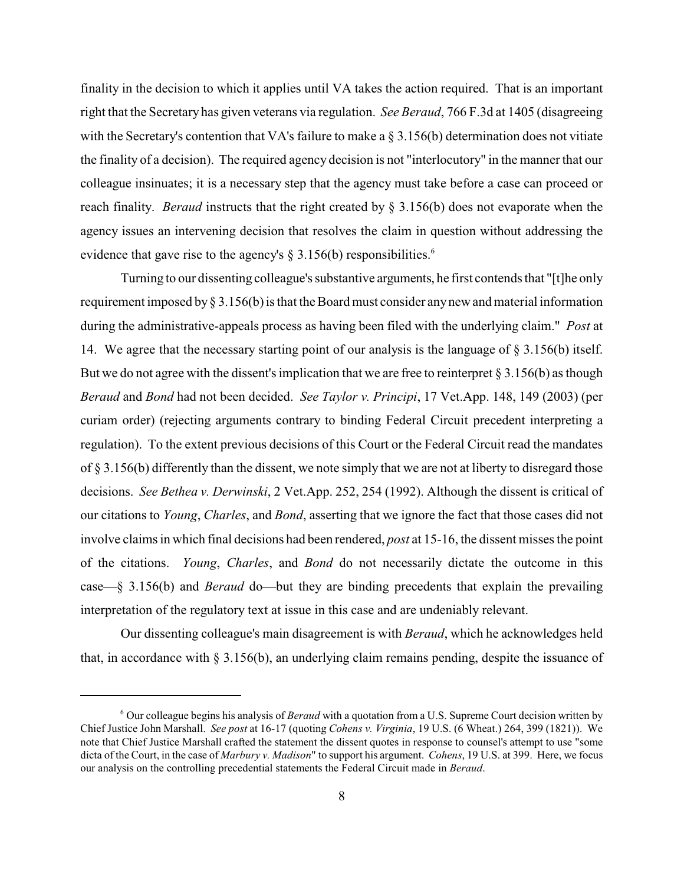finality in the decision to which it applies until VA takes the action required. That is an important right that the Secretary has given veterans via regulation. *See Beraud*, 766 F.3d at 1405 (disagreeing with the Secretary's contention that VA's failure to make a § 3.156(b) determination does not vitiate the finality of a decision). The required agency decision is not "interlocutory" in the manner that our colleague insinuates; it is a necessary step that the agency must take before a case can proceed or reach finality. *Beraud* instructs that the right created by § 3.156(b) does not evaporate when the agency issues an intervening decision that resolves the claim in question without addressing the evidence that gave rise to the agency's § 3.156(b) responsibilities.[6]

Turning to our dissenting colleague's substantive arguments, he first contends that "[t]he only requirement imposed by § 3.156(b) is that the Board must consider any new and material information during the administrative-appeals process as having been filed with the underlying claim." *Post* at 14. We agree that the necessary starting point of our analysis is the language of § 3.156(b) itself. But we do not agree with the dissent's implication that we are free to reinterpret § 3.156(b) as though *Beraud* and *Bond* had not been decided. *See Taylor v. Principi*, 17 Vet.App. 148, 149 (2003) (per curiam order) (rejecting arguments contrary to binding Federal Circuit precedent interpreting a regulation). To the extent previous decisions of this Court or the Federal Circuit read the mandates of § 3.156(b) differently than the dissent, we note simply that we are not at liberty to disregard those decisions. *See Bethea v. Derwinski*, 2 Vet.App. 252, 254 (1992). Although the dissent is critical of our citations to *Young*, *Charles*, and *Bond*, asserting that we ignore the fact that those cases did not involve claims in which final decisions had been rendered, *post* at 15-16, the dissent misses the point of the citations. *Young*, *Charles*, and *Bond* do not necessarily dictate the outcome in this case—§ 3.156(b) and *Beraud* do—but they are binding precedents that explain the prevailing interpretation of the regulatory text at issue in this case and are undeniably relevant.

Our dissenting colleague's main disagreement is with *Beraud*, which he acknowledges held that, in accordance with § 3.156(b), an underlying claim remains pending, despite the issuance of

---

[6] Our colleague begins his analysis of *Beraud* with a quotation from a U.S. Supreme Court decision written by Chief Justice John Marshall. *See post* at 16-17 (quoting *Cohens v. Virginia*, 19 U.S. (6 Wheat.) 264, 399 (1821)). We note that Chief Justice Marshall crafted the statement the dissent quotes in response to counsel's attempt to use "some dicta of the Court, in the case of *Marbury v. Madison*" to support his argument. *Cohens*, 19 U.S. at 399. Here, we focus our analysis on the controlling precedential statements the Federal Circuit made in *Beraud*.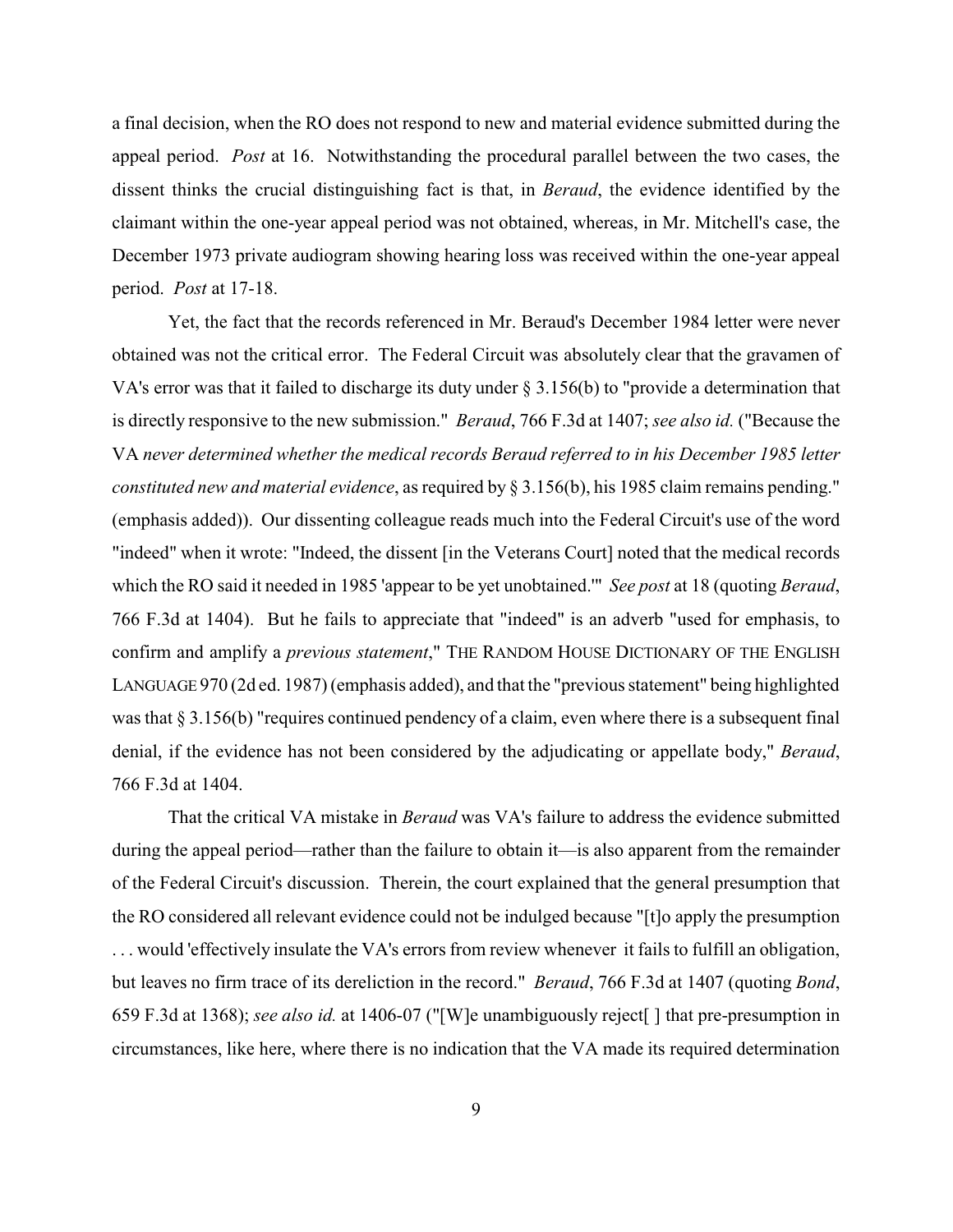a final decision, when the RO does not respond to new and material evidence submitted during the appeal period. *Post* at 16. Notwithstanding the procedural parallel between the two cases, the dissent thinks the crucial distinguishing fact is that, in *Beraud*, the evidence identified by the claimant within the one-year appeal period was not obtained, whereas, in Mr. Mitchell's case, the December 1973 private audiogram showing hearing loss was received within the one-year appeal period. *Post* at 17-18.

Yet, the fact that the records referenced in Mr. Beraud's December 1984 letter were never obtained was not the critical error. The Federal Circuit was absolutely clear that the gravamen of VA's error was that it failed to discharge its duty under § 3.156(b) to "provide a determination that is directly responsive to the new submission." *Beraud*, 766 F.3d at 1407; *see also id.* ("Because the VA *never determined whether the medical records Beraud referred to in his December 1985 letter constituted new and material evidence*, as required by § 3.156(b), his 1985 claim remains pending." (emphasis added)). Our dissenting colleague reads much into the Federal Circuit's use of the word "indeed" when it wrote: "Indeed, the dissent [in the Veterans Court] noted that the medical records which the RO said it needed in 1985 'appear to be yet unobtained.'" *See post* at 18 (quoting *Beraud*, 766 F.3d at 1404). But he fails to appreciate that "indeed" is an adverb "used for emphasis, to confirm and amplify a *previous statement*," THE RANDOM HOUSE DICTIONARY OF THE ENGLISH LANGUAGE 970 (2d ed. 1987) (emphasis added), and that the "previous statement" being highlighted was that § 3.156(b) "requires continued pendency of a claim, even where there is a subsequent final denial, if the evidence has not been considered by the adjudicating or appellate body," *Beraud*, 766 F.3d at 1404.

That the critical VA mistake in *Beraud* was VA's failure to address the evidence submitted during the appeal period—rather than the failure to obtain it—is also apparent from the remainder of the Federal Circuit's discussion. Therein, the court explained that the general presumption that the RO considered all relevant evidence could not be indulged because "[t]o apply the presumption . . . would 'effectively insulate the VA's errors from review whenever it fails to fulfill an obligation, but leaves no firm trace of its dereliction in the record." *Beraud*, 766 F.3d at 1407 (quoting *Bond*, 659 F.3d at 1368); *see also id.* at 1406-07 ("[W]e unambiguously reject[ ] that pre-presumption in circumstances, like here, where there is no indication that the VA made its required determination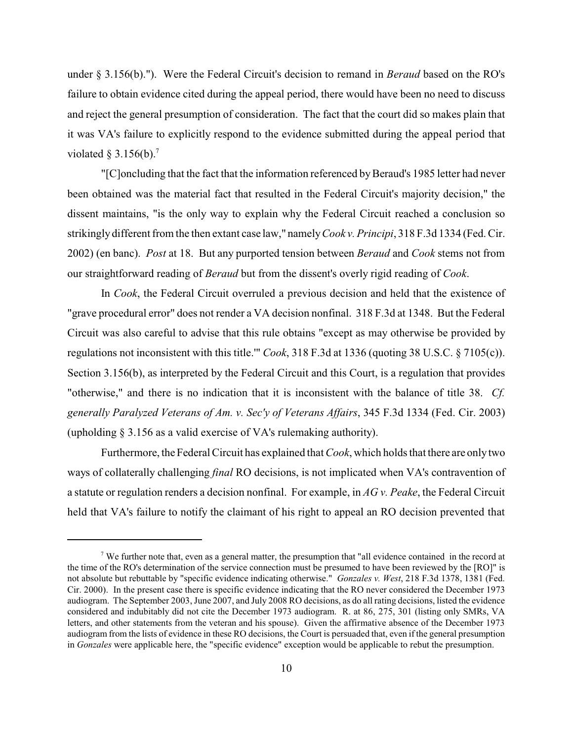under § 3.156(b).").  Were the Federal Circuit's decision to remand in *Beraud* based on the RO's failure to obtain evidence cited during the appeal period, there would have been no need to discuss and reject the general presumption of consideration. The fact that the court did so makes plain that it was VA's failure to explicitly respond to the evidence submitted during the appeal period that violated § 3.156(b).[7]

"[C]oncluding that the fact that the information referenced by Beraud's 1985 letter had never been obtained was the material fact that resulted in the Federal Circuit's majority decision," the dissent maintains, "is the only way to explain why the Federal Circuit reached a conclusion so strikingly different from the then extant case law," namely *Cook v. Principi*, 318 F.3d 1334 (Fed. Cir. 2002) (en banc). *Post* at 18. But any purported tension between *Beraud* and *Cook* stems not from our straightforward reading of *Beraud* but from the dissent's overly rigid reading of *Cook*.

In *Cook*, the Federal Circuit overruled a previous decision and held that the existence of "grave procedural error" does not render a VA decision nonfinal. 318 F.3d at 1348. But the Federal Circuit was also careful to advise that this rule obtains "except as may otherwise be provided by regulations not inconsistent with this title.'" *Cook*, 318 F.3d at 1336 (quoting 38 U.S.C. § 7105(c)). Section 3.156(b), as interpreted by the Federal Circuit and this Court, is a regulation that provides "otherwise," and there is no indication that it is inconsistent with the balance of title 38. *Cf. generally Paralyzed Veterans of Am. v. Sec'y of Veterans Affairs*, 345 F.3d 1334 (Fed. Cir. 2003) (upholding § 3.156 as a valid exercise of VA's rulemaking authority).

Furthermore, the Federal Circuit has explained that *Cook*, which holds that there are only two ways of collaterally challenging *final* RO decisions, is not implicated when VA's contravention of a statute or regulation renders a decision nonfinal. For example, in *AG v. Peake*, the Federal Circuit held that VA's failure to notify the claimant of his right to appeal an RO decision prevented that

---

[7] We further note that, even as a general matter, the presumption that "all evidence contained in the record at the time of the RO's determination of the service connection must be presumed to have been reviewed by the [RO]" is not absolute but rebuttable by "specific evidence indicating otherwise." *Gonzales v. West*, 218 F.3d 1378, 1381 (Fed. Cir. 2000). In the present case there is specific evidence indicating that the RO never considered the December 1973 audiogram. The September 2003, June 2007, and July 2008 RO decisions, as do all rating decisions, listed the evidence considered and indubitably did not cite the December 1973 audiogram. R. at 86, 275, 301 (listing only SMRs, VA letters, and other statements from the veteran and his spouse). Given the affirmative absence of the December 1973 audiogram from the lists of evidence in these RO decisions, the Court is persuaded that, even if the general presumption in *Gonzales* were applicable here, the "specific evidence" exception would be applicable to rebut the presumption.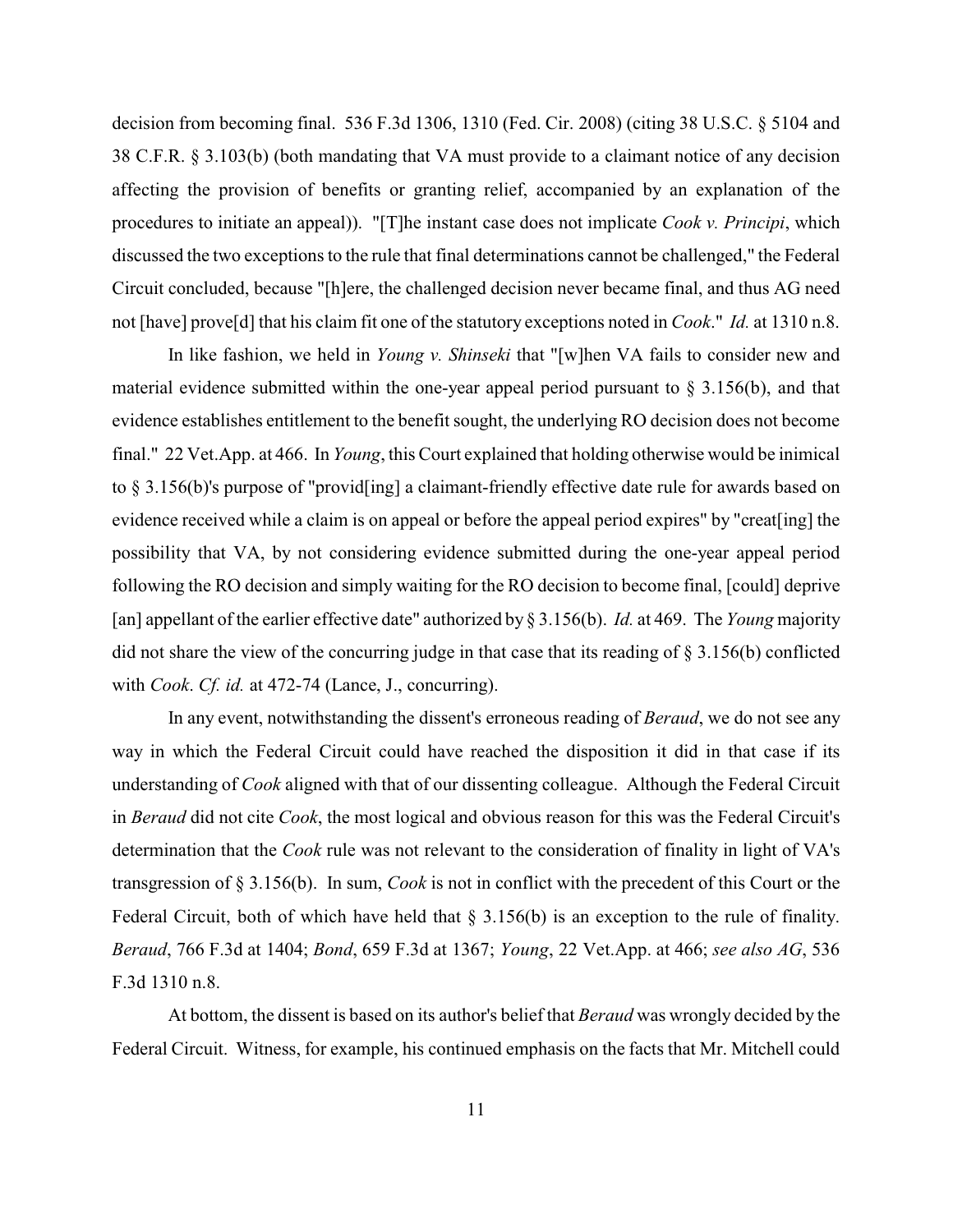decision from becoming final. 536 F.3d 1306, 1310 (Fed. Cir. 2008) (citing 38 U.S.C. § 5104 and 38 C.F.R. § 3.103(b) (both mandating that VA must provide to a claimant notice of any decision affecting the provision of benefits or granting relief, accompanied by an explanation of the procedures to initiate an appeal)). "[T]he instant case does not implicate *Cook v. Principi*, which discussed the two exceptions to the rule that final determinations cannot be challenged," the Federal Circuit concluded, because "[h]ere, the challenged decision never became final, and thus AG need not [have] prove[d] that his claim fit one of the statutory exceptions noted in *Cook*." *Id.* at 1310 n.8.

In like fashion, we held in *Young v. Shinseki* that "[w]hen VA fails to consider new and material evidence submitted within the one-year appeal period pursuant to § 3.156(b), and that evidence establishes entitlement to the benefit sought, the underlying RO decision does not become final." 22 Vet.App. at 466. In *Young*, this Court explained that holding otherwise would be inimical to § 3.156(b)'s purpose of "provid[ing] a claimant-friendly effective date rule for awards based on evidence received while a claim is on appeal or before the appeal period expires" by "creat[ing] the possibility that VA, by not considering evidence submitted during the one-year appeal period following the RO decision and simply waiting for the RO decision to become final, [could] deprive [an] appellant of the earlier effective date" authorized by § 3.156(b). *Id.* at 469. The *Young* majority did not share the view of the concurring judge in that case that its reading of § 3.156(b) conflicted with *Cook*. *Cf. id.* at 472-74 (Lance, J., concurring).

In any event, notwithstanding the dissent's erroneous reading of *Beraud*, we do not see any way in which the Federal Circuit could have reached the disposition it did in that case if its understanding of *Cook* aligned with that of our dissenting colleague. Although the Federal Circuit in *Beraud* did not cite *Cook*, the most logical and obvious reason for this was the Federal Circuit's determination that the *Cook* rule was not relevant to the consideration of finality in light of VA's transgression of § 3.156(b). In sum, *Cook* is not in conflict with the precedent of this Court or the Federal Circuit, both of which have held that § 3.156(b) is an exception to the rule of finality. *Beraud*, 766 F.3d at 1404; *Bond*, 659 F.3d at 1367; *Young*, 22 Vet.App. at 466; *see also AG*, 536 F.3d 1310 n.8.

At bottom, the dissent is based on its author's belief that *Beraud* was wrongly decided by the Federal Circuit. Witness, for example, his continued emphasis on the facts that Mr. Mitchell could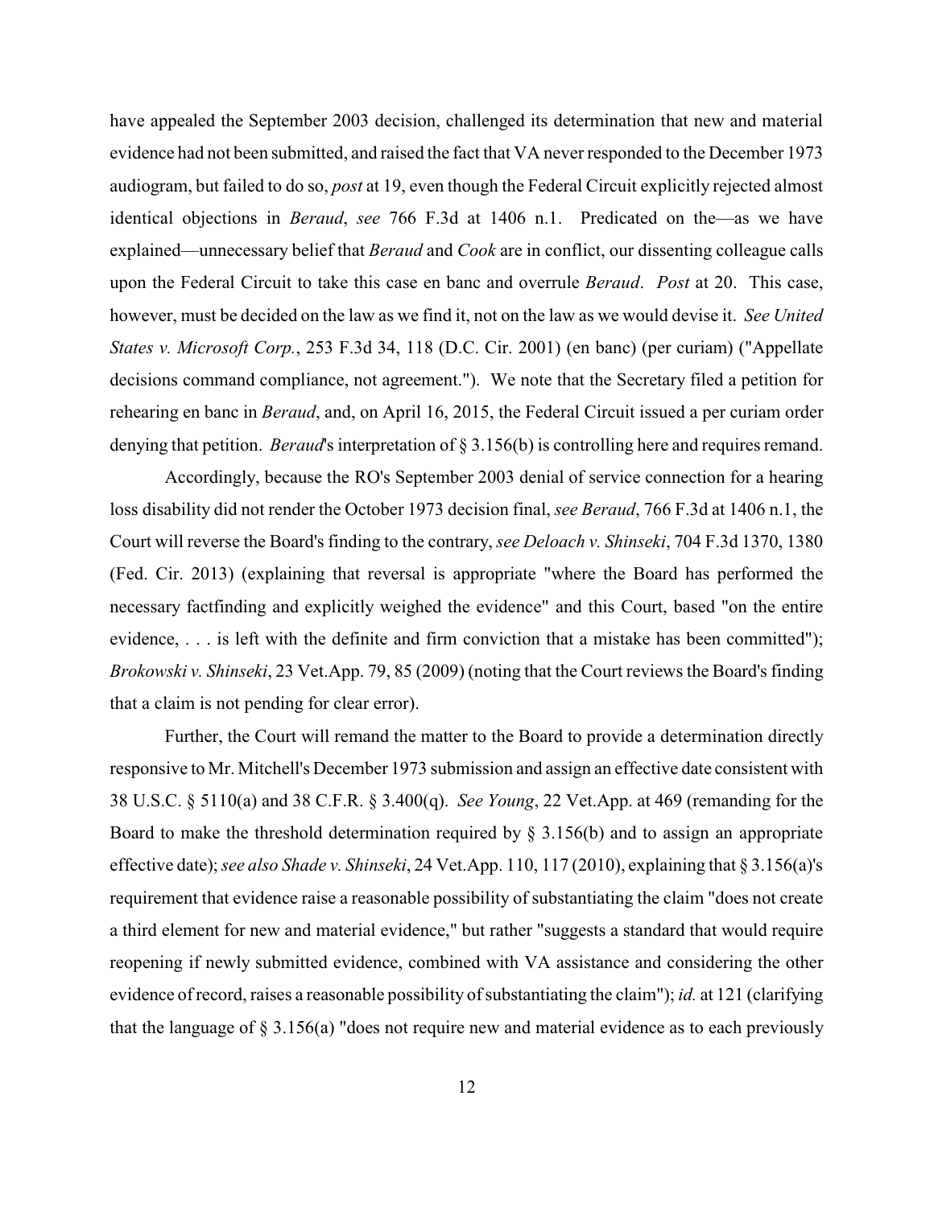have appealed the September 2003 decision, challenged its determination that new and material evidence had not been submitted, and raised the fact that VA never responded to the December 1973 audiogram, but failed to do so, *post* at 19, even though the Federal Circuit explicitly rejected almost identical objections in *Beraud*, *see* 766 F.3d at 1406 n.1. Predicated on the—as we have explained—unnecessary belief that *Beraud* and *Cook* are in conflict, our dissenting colleague calls upon the Federal Circuit to take this case en banc and overrule *Beraud*. *Post* at 20. This case, however, must be decided on the law as we find it, not on the law as we would devise it. *See United States v. Microsoft Corp.*, 253 F.3d 34, 118 (D.C. Cir. 2001) (en banc) (per curiam) ("Appellate decisions command compliance, not agreement."). We note that the Secretary filed a petition for rehearing en banc in *Beraud*, and, on April 16, 2015, the Federal Circuit issued a per curiam order denying that petition. *Beraud*'s interpretation of § 3.156(b) is controlling here and requires remand.

Accordingly, because the RO's September 2003 denial of service connection for a hearing loss disability did not render the October 1973 decision final, *see Beraud*, 766 F.3d at 1406 n.1, the Court will reverse the Board's finding to the contrary, *see Deloach v. Shinseki*, 704 F.3d 1370, 1380 (Fed. Cir. 2013) (explaining that reversal is appropriate "where the Board has performed the necessary factfinding and explicitly weighed the evidence" and this Court, based "on the entire evidence, . . . is left with the definite and firm conviction that a mistake has been committed"); *Brokowski v. Shinseki*, 23 Vet.App. 79, 85 (2009) (noting that the Court reviews the Board's finding that a claim is not pending for clear error).

Further, the Court will remand the matter to the Board to provide a determination directly responsive to Mr. Mitchell's December 1973 submission and assign an effective date consistent with 38 U.S.C. § 5110(a) and 38 C.F.R. § 3.400(q). *See Young*, 22 Vet.App. at 469 (remanding for the Board to make the threshold determination required by § 3.156(b) and to assign an appropriate effective date); *see also Shade v. Shinseki*, 24 Vet.App. 110, 117 (2010), explaining that § 3.156(a)'s requirement that evidence raise a reasonable possibility of substantiating the claim "does not create a third element for new and material evidence," but rather "suggests a standard that would require reopening if newly submitted evidence, combined with VA assistance and considering the other evidence of record, raises a reasonable possibility of substantiating the claim"); *id.* at 121 (clarifying that the language of § 3.156(a) "does not require new and material evidence as to each previously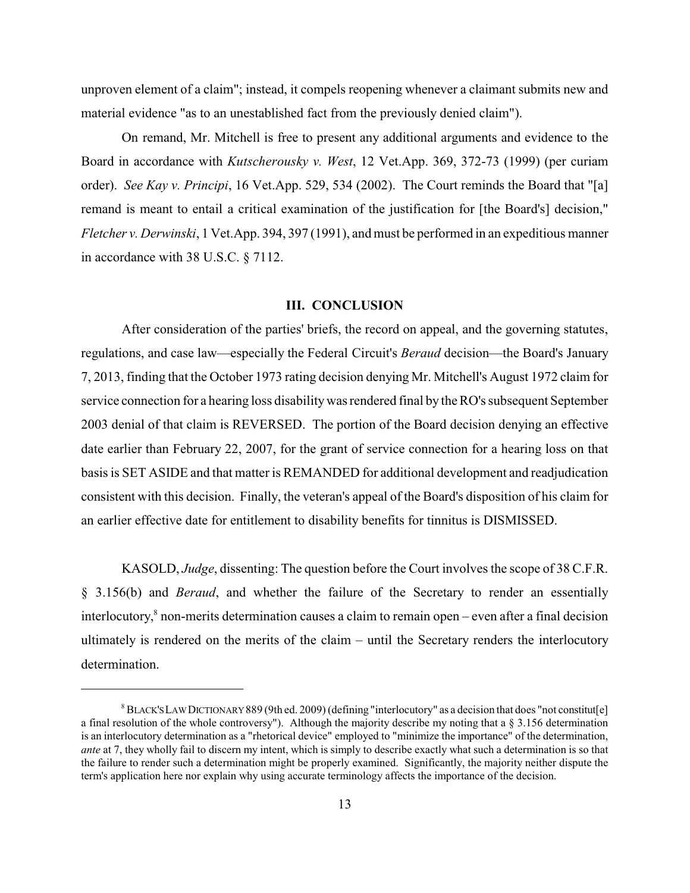unproven element of a claim"; instead, it compels reopening whenever a claimant submits new and material evidence "as to an unestablished fact from the previously denied claim").

On remand, Mr. Mitchell is free to present any additional arguments and evidence to the Board in accordance with *Kutscherousky v. West*, 12 Vet.App. 369, 372-73 (1999) (per curiam order). *See Kay v. Principi*, 16 Vet.App. 529, 534 (2002). The Court reminds the Board that "[a] remand is meant to entail a critical examination of the justification for [the Board's] decision," *Fletcher v. Derwinski*, 1 Vet.App. 394, 397 (1991), and must be performed in an expeditious manner in accordance with 38 U.S.C. § 7112.

### III. CONCLUSION

After consideration of the parties' briefs, the record on appeal, and the governing statutes, regulations, and case law—especially the Federal Circuit's *Beraud* decision—the Board's January 7, 2013, finding that the October 1973 rating decision denying Mr. Mitchell's August 1972 claim for service connection for a hearing loss disability was rendered final by the RO's subsequent September 2003 denial of that claim is REVERSED. The portion of the Board decision denying an effective date earlier than February 22, 2007, for the grant of service connection for a hearing loss on that basis is SET ASIDE and that matter is REMANDED for additional development and readjudication consistent with this decision. Finally, the veteran's appeal of the Board's disposition of his claim for an earlier effective date for entitlement to disability benefits for tinnitus is DISMISSED.

KASOLD, *Judge*, dissenting: The question before the Court involves the scope of 38 C.F.R. § 3.156(b) and *Beraud*, and whether the failure of the Secretary to render an essentially interlocutory,[8] non-merits determination causes a claim to remain open – even after a final decision ultimately is rendered on the merits of the claim – until the Secretary renders the interlocutory determination.

---

[8] BLACK'S LAW DICTIONARY 889 (9th ed. 2009) (defining "interlocutory" as a decision that does "not constitut[e] a final resolution of the whole controversy"). Although the majority describe my noting that a § 3.156 determination is an interlocutory determination as a "rhetorical device" employed to "minimize the importance" of the determination, *ante* at 7, they wholly fail to discern my intent, which is simply to describe exactly what such a determination is so that the failure to render such a determination might be properly examined. Significantly, the majority neither dispute the term's application here nor explain why using accurate terminology affects the importance of the decision.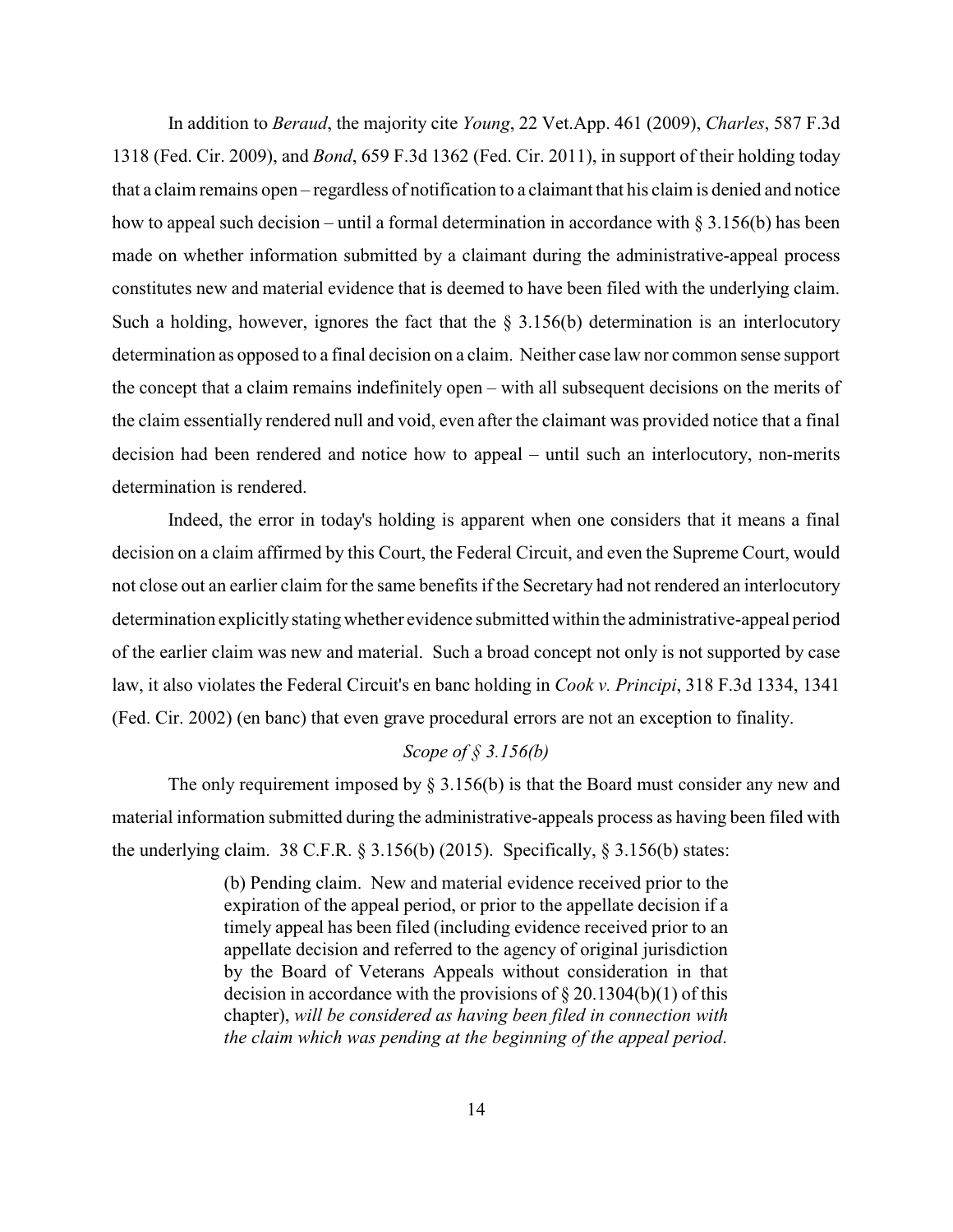In addition to *Beraud*, the majority cite *Young*, 22 Vet.App. 461 (2009), *Charles*, 587 F.3d 1318 (Fed. Cir. 2009), and *Bond*, 659 F.3d 1362 (Fed. Cir. 2011), in support of their holding today that a claim remains open – regardless of notification to a claimant that his claim is denied and notice how to appeal such decision – until a formal determination in accordance with § 3.156(b) has been made on whether information submitted by a claimant during the administrative-appeal process constitutes new and material evidence that is deemed to have been filed with the underlying claim. Such a holding, however, ignores the fact that the § 3.156(b) determination is an interlocutory determination as opposed to a final decision on a claim. Neither case law nor common sense support the concept that a claim remains indefinitely open – with all subsequent decisions on the merits of the claim essentially rendered null and void, even after the claimant was provided notice that a final decision had been rendered and notice how to appeal – until such an interlocutory, non-merits determination is rendered.

Indeed, the error in today's holding is apparent when one considers that it means a final decision on a claim affirmed by this Court, the Federal Circuit, and even the Supreme Court, would not close out an earlier claim for the same benefits if the Secretary had not rendered an interlocutory determination explicitly stating whether evidence submitted within the administrative-appeal period of the earlier claim was new and material. Such a broad concept not only is not supported by case law, it also violates the Federal Circuit's en banc holding in *Cook v. Principi*, 318 F.3d 1334, 1341 (Fed. Cir. 2002) (en banc) that even grave procedural errors are not an exception to finality.

### *Scope of § 3.156(b)*

The only requirement imposed by § 3.156(b) is that the Board must consider any new and material information submitted during the administrative-appeals process as having been filed with the underlying claim. 38 C.F.R. § 3.156(b) (2015). Specifically, § 3.156(b) states:

> (b) Pending claim. New and material evidence received prior to the expiration of the appeal period, or prior to the appellate decision if a timely appeal has been filed (including evidence received prior to an appellate decision and referred to the agency of original jurisdiction by the Board of Veterans Appeals without consideration in that decision in accordance with the provisions of § 20.1304(b)(1) of this chapter), *will be considered as having been filed in connection with the claim which was pending at the beginning of the appeal period*.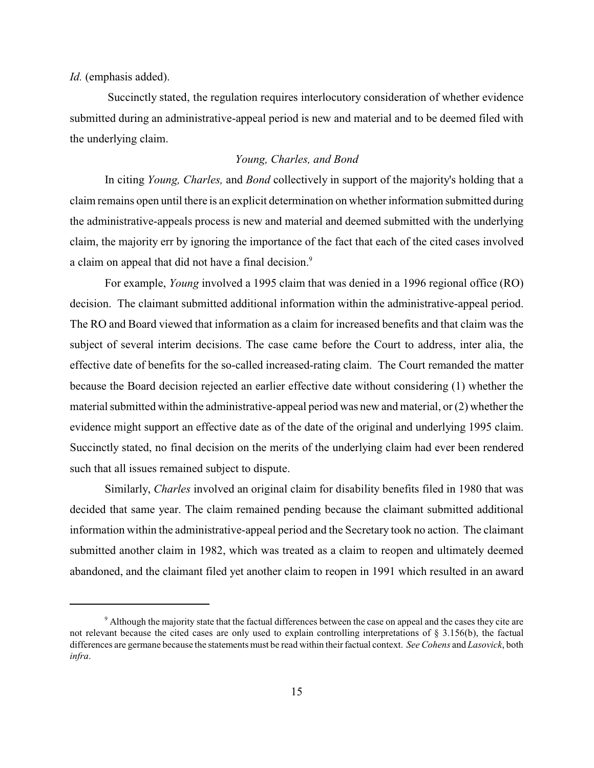*Id.* (emphasis added).

Succinctly stated, the regulation requires interlocutory consideration of whether evidence submitted during an administrative-appeal period is new and material and to be deemed filed with the underlying claim.

*Young, Charles, and Bond*

In citing *Young, Charles,* and *Bond* collectively in support of the majority's holding that a claim remains open until there is an explicit determination on whether information submitted during the administrative-appeals process is new and material and deemed submitted with the underlying claim, the majority err by ignoring the importance of the fact that each of the cited cases involved a claim on appeal that did not have a final decision.[9]

For example, *Young* involved a 1995 claim that was denied in a 1996 regional office (RO) decision. The claimant submitted additional information within the administrative-appeal period. The RO and Board viewed that information as a claim for increased benefits and that claim was the subject of several interim decisions. The case came before the Court to address, inter alia, the effective date of benefits for the so-called increased-rating claim. The Court remanded the matter because the Board decision rejected an earlier effective date without considering (1) whether the material submitted within the administrative-appeal period was new and material, or (2) whether the evidence might support an effective date as of the date of the original and underlying 1995 claim. Succinctly stated, no final decision on the merits of the underlying claim had ever been rendered such that all issues remained subject to dispute.

Similarly, *Charles* involved an original claim for disability benefits filed in 1980 that was decided that same year. The claim remained pending because the claimant submitted additional information within the administrative-appeal period and the Secretary took no action. The claimant submitted another claim in 1982, which was treated as a claim to reopen and ultimately deemed abandoned, and the claimant filed yet another claim to reopen in 1991 which resulted in an award

[9] Although the majority state that the factual differences between the case on appeal and the cases they cite are not relevant because the cited cases are only used to explain controlling interpretations of § 3.156(b), the factual differences are germane because the statements must be read within their factual context. *See Cohens* and *Lasovick*, both *infra*.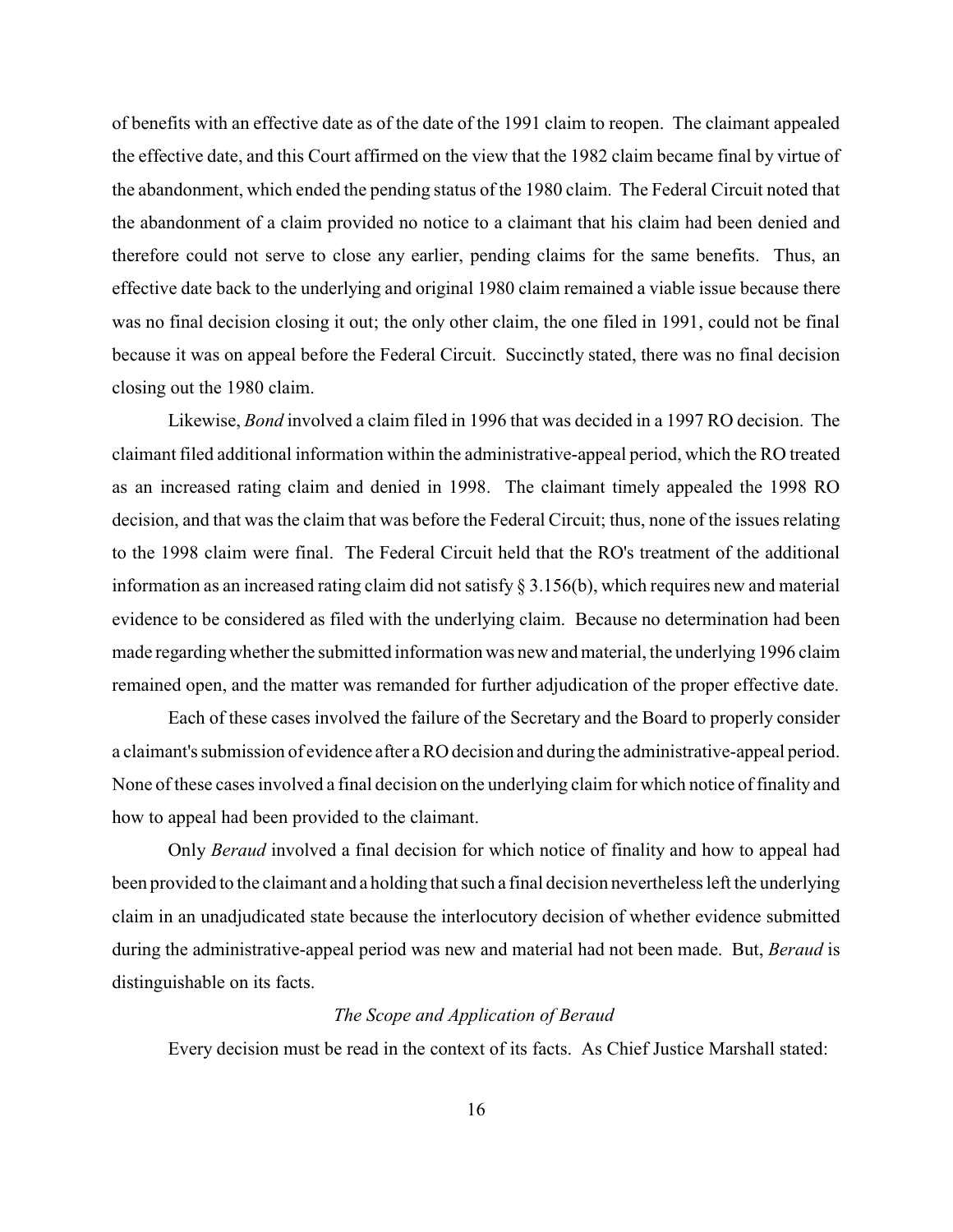of benefits with an effective date as of the date of the 1991 claim to reopen. The claimant appealed the effective date, and this Court affirmed on the view that the 1982 claim became final by virtue of the abandonment, which ended the pending status of the 1980 claim. The Federal Circuit noted that the abandonment of a claim provided no notice to a claimant that his claim had been denied and therefore could not serve to close any earlier, pending claims for the same benefits. Thus, an effective date back to the underlying and original 1980 claim remained a viable issue because there was no final decision closing it out; the only other claim, the one filed in 1991, could not be final because it was on appeal before the Federal Circuit. Succinctly stated, there was no final decision closing out the 1980 claim.

Likewise, *Bond* involved a claim filed in 1996 that was decided in a 1997 RO decision. The claimant filed additional information within the administrative-appeal period, which the RO treated as an increased rating claim and denied in 1998. The claimant timely appealed the 1998 RO decision, and that was the claim that was before the Federal Circuit; thus, none of the issues relating to the 1998 claim were final. The Federal Circuit held that the RO's treatment of the additional information as an increased rating claim did not satisfy § 3.156(b), which requires new and material evidence to be considered as filed with the underlying claim. Because no determination had been made regarding whether the submitted information was new and material, the underlying 1996 claim remained open, and the matter was remanded for further adjudication of the proper effective date.

Each of these cases involved the failure of the Secretary and the Board to properly consider a claimant's submission of evidence after a RO decision and during the administrative-appeal period. None of these cases involved a final decision on the underlying claim for which notice of finality and how to appeal had been provided to the claimant.

Only *Beraud* involved a final decision for which notice of finality and how to appeal had been provided to the claimant and a holding that such a final decision nevertheless left the underlying claim in an unadjudicated state because the interlocutory decision of whether evidence submitted during the administrative-appeal period was new and material had not been made. But, *Beraud* is distinguishable on its facts.

*The Scope and Application of Beraud*

Every decision must be read in the context of its facts. As Chief Justice Marshall stated: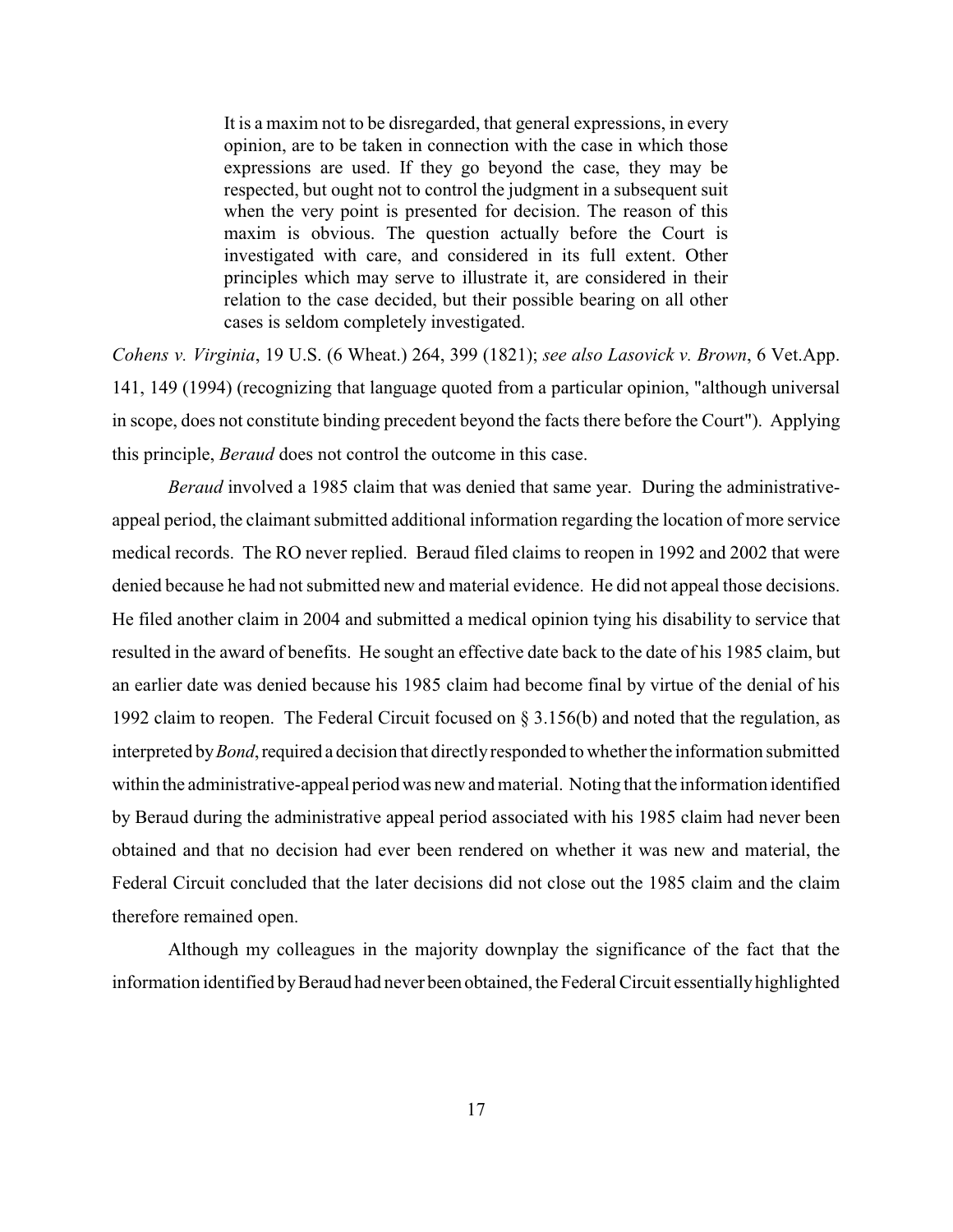> It is a maxim not to be disregarded, that general expressions, in every opinion, are to be taken in connection with the case in which those expressions are used. If they go beyond the case, they may be respected, but ought not to control the judgment in a subsequent suit when the very point is presented for decision. The reason of this maxim is obvious. The question actually before the Court is investigated with care, and considered in its full extent. Other principles which may serve to illustrate it, are considered in their relation to the case decided, but their possible bearing on all other cases is seldom completely investigated.

*Cohens v. Virginia*, 19 U.S. (6 Wheat.) 264, 399 (1821); *see also Lasovick v. Brown*, 6 Vet.App. 141, 149 (1994) (recognizing that language quoted from a particular opinion, "although universal in scope, does not constitute binding precedent beyond the facts there before the Court"). Applying this principle, *Beraud* does not control the outcome in this case.

*Beraud* involved a 1985 claim that was denied that same year. During the administrative-appeal period, the claimant submitted additional information regarding the location of more service medical records. The RO never replied. Beraud filed claims to reopen in 1992 and 2002 that were denied because he had not submitted new and material evidence. He did not appeal those decisions. He filed another claim in 2004 and submitted a medical opinion tying his disability to service that resulted in the award of benefits. He sought an effective date back to the date of his 1985 claim, but an earlier date was denied because his 1985 claim had become final by virtue of the denial of his 1992 claim to reopen. The Federal Circuit focused on § 3.156(b) and noted that the regulation, as interpreted by *Bond*, required a decision that directly responded to whether the information submitted within the administrative-appeal period was new and material. Noting that the information identified by Beraud during the administrative appeal period associated with his 1985 claim had never been obtained and that no decision had ever been rendered on whether it was new and material, the Federal Circuit concluded that the later decisions did not close out the 1985 claim and the claim therefore remained open.

Although my colleagues in the majority downplay the significance of the fact that the information identified by Beraud had never been obtained, the Federal Circuit essentially highlighted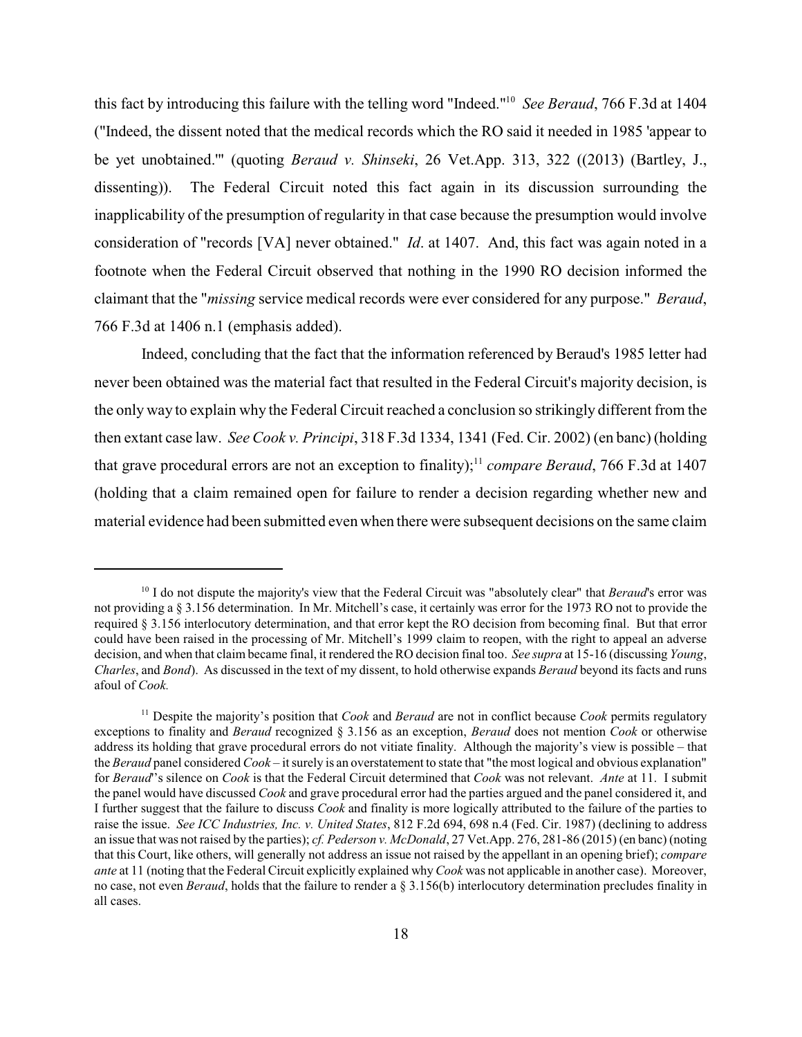this fact by introducing this failure with the telling word "Indeed."[10] *See Beraud*, 766 F.3d at 1404 ("Indeed, the dissent noted that the medical records which the RO said it needed in 1985 'appear to be yet unobtained.'" (quoting *Beraud v. Shinseki*, 26 Vet.App. 313, 322 ((2013) (Bartley, J., dissenting)). The Federal Circuit noted this fact again in its discussion surrounding the inapplicability of the presumption of regularity in that case because the presumption would involve consideration of "records [VA] never obtained." *Id*. at 1407. And, this fact was again noted in a footnote when the Federal Circuit observed that nothing in the 1990 RO decision informed the claimant that the "*missing* service medical records were ever considered for any purpose." *Beraud*, 766 F.3d at 1406 n.1 (emphasis added).

Indeed, concluding that the fact that the information referenced by Beraud's 1985 letter had never been obtained was the material fact that resulted in the Federal Circuit's majority decision, is the only way to explain why the Federal Circuit reached a conclusion so strikingly different from the then extant case law. *See Cook v. Principi*, 318 F.3d 1334, 1341 (Fed. Cir. 2002) (en banc) (holding that grave procedural errors are not an exception to finality);[11] *compare Beraud*, 766 F.3d at 1407 (holding that a claim remained open for failure to render a decision regarding whether new and material evidence had been submitted even when there were subsequent decisions on the same claim

---

[10] I do not dispute the majority's view that the Federal Circuit was "absolutely clear" that *Beraud*'s error was not providing a § 3.156 determination. In Mr. Mitchell's case, it certainly was error for the 1973 RO not to provide the required § 3.156 interlocutory determination, and that error kept the RO decision from becoming final. But that error could have been raised in the processing of Mr. Mitchell's 1999 claim to reopen, with the right to appeal an adverse decision, and when that claim became final, it rendered the RO decision final too. *See supra* at 15-16 (discussing *Young*, *Charles*, and *Bond*). As discussed in the text of my dissent, to hold otherwise expands *Beraud* beyond its facts and runs afoul of *Cook.*

[11] Despite the majority's position that *Cook* and *Beraud* are not in conflict because *Cook* permits regulatory exceptions to finality and *Beraud* recognized § 3.156 as an exception, *Beraud* does not mention *Cook* or otherwise address its holding that grave procedural errors do not vitiate finality. Although the majority's view is possible – that the *Beraud* panel considered *Cook* – it surely is an overstatement to state that "the most logical and obvious explanation" for *Beraud*'s silence on *Cook* is that the Federal Circuit determined that *Cook* was not relevant. *Ante* at 11. I submit the panel would have discussed *Cook* and grave procedural error had the parties argued and the panel considered it, and I further suggest that the failure to discuss *Cook* and finality is more logically attributed to the failure of the parties to raise the issue. *See ICC Industries, Inc. v. United States*, 812 F.2d 694, 698 n.4 (Fed. Cir. 1987) (declining to address an issue that was not raised by the parties); *cf. Pederson v. McDonald*, 27 Vet.App. 276, 281-86 (2015) (en banc) (noting that this Court, like others, will generally not address an issue not raised by the appellant in an opening brief); *compare ante* at 11 (noting that the Federal Circuit explicitly explained why *Cook* was not applicable in another case). Moreover, no case, not even *Beraud*, holds that the failure to render a § 3.156(b) interlocutory determination precludes finality in all cases.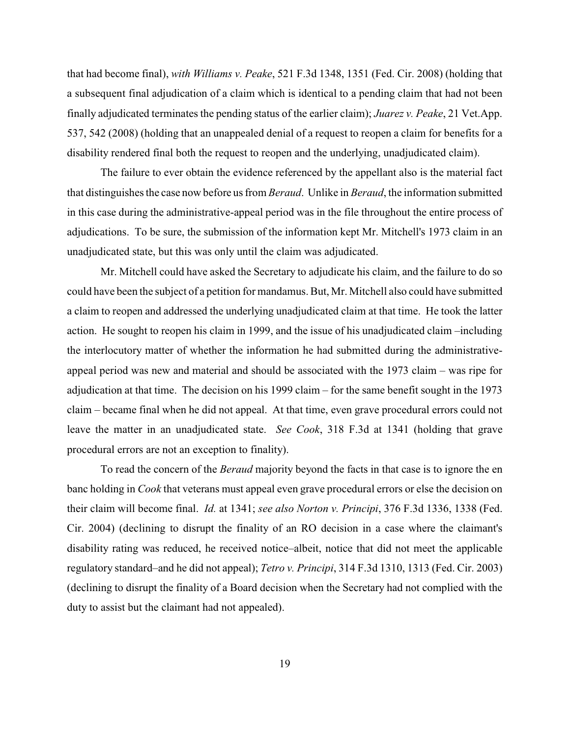that had become final), *with Williams v. Peake*, 521 F.3d 1348, 1351 (Fed. Cir. 2008) (holding that a subsequent final adjudication of a claim which is identical to a pending claim that had not been finally adjudicated terminates the pending status of the earlier claim); *Juarez v. Peake*, 21 Vet.App. 537, 542 (2008) (holding that an unappealed denial of a request to reopen a claim for benefits for a disability rendered final both the request to reopen and the underlying, unadjudicated claim).

The failure to ever obtain the evidence referenced by the appellant also is the material fact that distinguishes the case now before us from *Beraud*. Unlike in *Beraud*, the information submitted in this case during the administrative-appeal period was in the file throughout the entire process of adjudications. To be sure, the submission of the information kept Mr. Mitchell's 1973 claim in an unadjudicated state, but this was only until the claim was adjudicated.

Mr. Mitchell could have asked the Secretary to adjudicate his claim, and the failure to do so could have been the subject of a petition for mandamus. But, Mr. Mitchell also could have submitted a claim to reopen and addressed the underlying unadjudicated claim at that time. He took the latter action. He sought to reopen his claim in 1999, and the issue of his unadjudicated claim –including the interlocutory matter of whether the information he had submitted during the administrative-appeal period was new and material and should be associated with the 1973 claim – was ripe for adjudication at that time. The decision on his 1999 claim – for the same benefit sought in the 1973 claim – became final when he did not appeal. At that time, even grave procedural errors could not leave the matter in an unadjudicated state. *See Cook*, 318 F.3d at 1341 (holding that grave procedural errors are not an exception to finality).

To read the concern of the *Beraud* majority beyond the facts in that case is to ignore the en banc holding in *Cook* that veterans must appeal even grave procedural errors or else the decision on their claim will become final. *Id.* at 1341; *see also Norton v. Principi*, 376 F.3d 1336, 1338 (Fed. Cir. 2004) (declining to disrupt the finality of an RO decision in a case where the claimant's disability rating was reduced, he received notice–albeit, notice that did not meet the applicable regulatory standard–and he did not appeal); *Tetro v. Principi*, 314 F.3d 1310, 1313 (Fed. Cir. 2003) (declining to disrupt the finality of a Board decision when the Secretary had not complied with the duty to assist but the claimant had not appealed).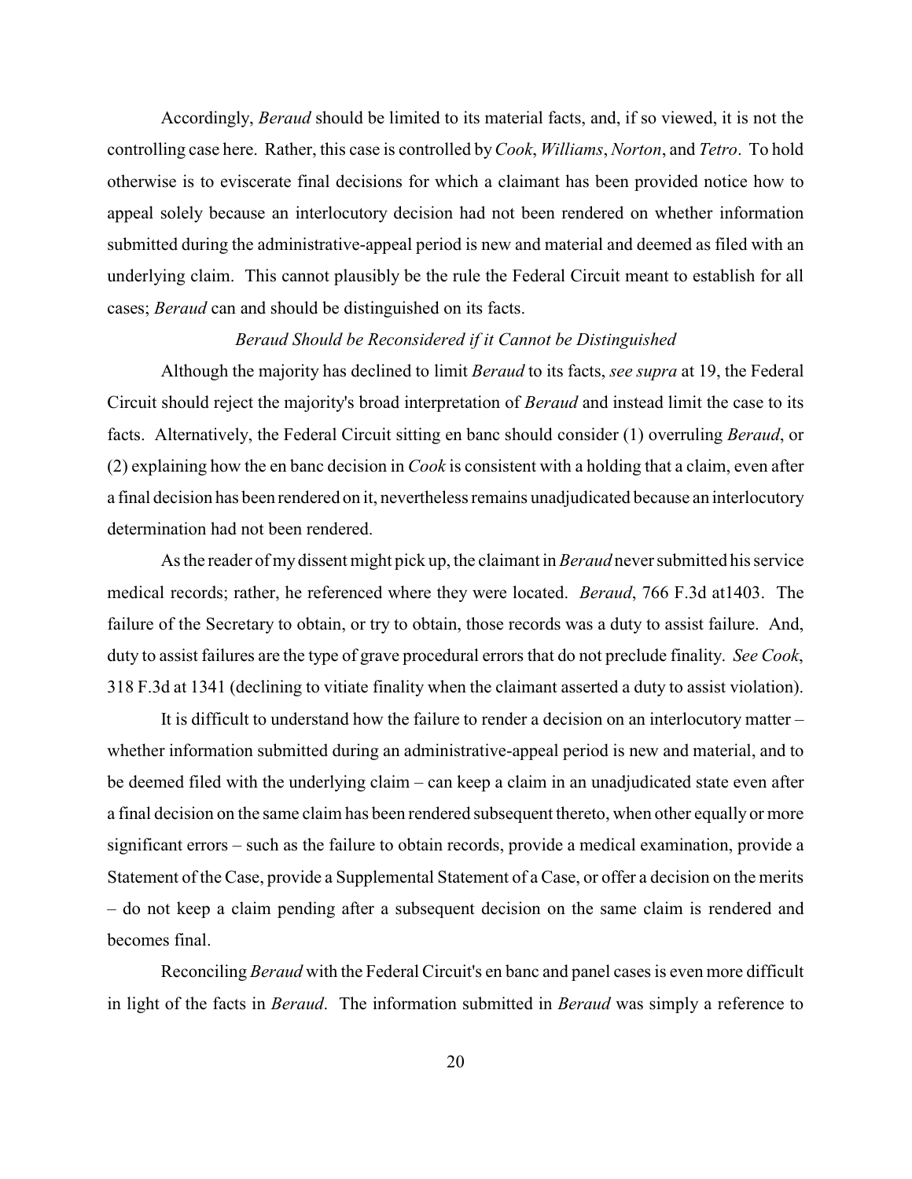Accordingly, *Beraud* should be limited to its material facts, and, if so viewed, it is not the controlling case here. Rather, this case is controlled by *Cook*, *Williams*, *Norton*, and *Tetro*. To hold otherwise is to eviscerate final decisions for which a claimant has been provided notice how to appeal solely because an interlocutory decision had not been rendered on whether information submitted during the administrative-appeal period is new and material and deemed as filed with an underlying claim. This cannot plausibly be the rule the Federal Circuit meant to establish for all cases; *Beraud* can and should be distinguished on its facts.

*Beraud Should be Reconsidered if it Cannot be Distinguished*

Although the majority has declined to limit *Beraud* to its facts, *see supra* at 19, the Federal Circuit should reject the majority's broad interpretation of *Beraud* and instead limit the case to its facts. Alternatively, the Federal Circuit sitting en banc should consider (1) overruling *Beraud*, or (2) explaining how the en banc decision in *Cook* is consistent with a holding that a claim, even after a final decision has been rendered on it, nevertheless remains unadjudicated because an interlocutory determination had not been rendered.

As the reader of my dissent might pick up, the claimant in *Beraud* never submitted his service medical records; rather, he referenced where they were located. *Beraud*, 766 F.3d at1403. The failure of the Secretary to obtain, or try to obtain, those records was a duty to assist failure. And, duty to assist failures are the type of grave procedural errors that do not preclude finality. *See Cook*, 318 F.3d at 1341 (declining to vitiate finality when the claimant asserted a duty to assist violation).

It is difficult to understand how the failure to render a decision on an interlocutory matter – whether information submitted during an administrative-appeal period is new and material, and to be deemed filed with the underlying claim – can keep a claim in an unadjudicated state even after a final decision on the same claim has been rendered subsequent thereto, when other equally or more significant errors – such as the failure to obtain records, provide a medical examination, provide a Statement of the Case, provide a Supplemental Statement of a Case, or offer a decision on the merits – do not keep a claim pending after a subsequent decision on the same claim is rendered and becomes final.

Reconciling *Beraud* with the Federal Circuit's en banc and panel cases is even more difficult in light of the facts in *Beraud*. The information submitted in *Beraud* was simply a reference to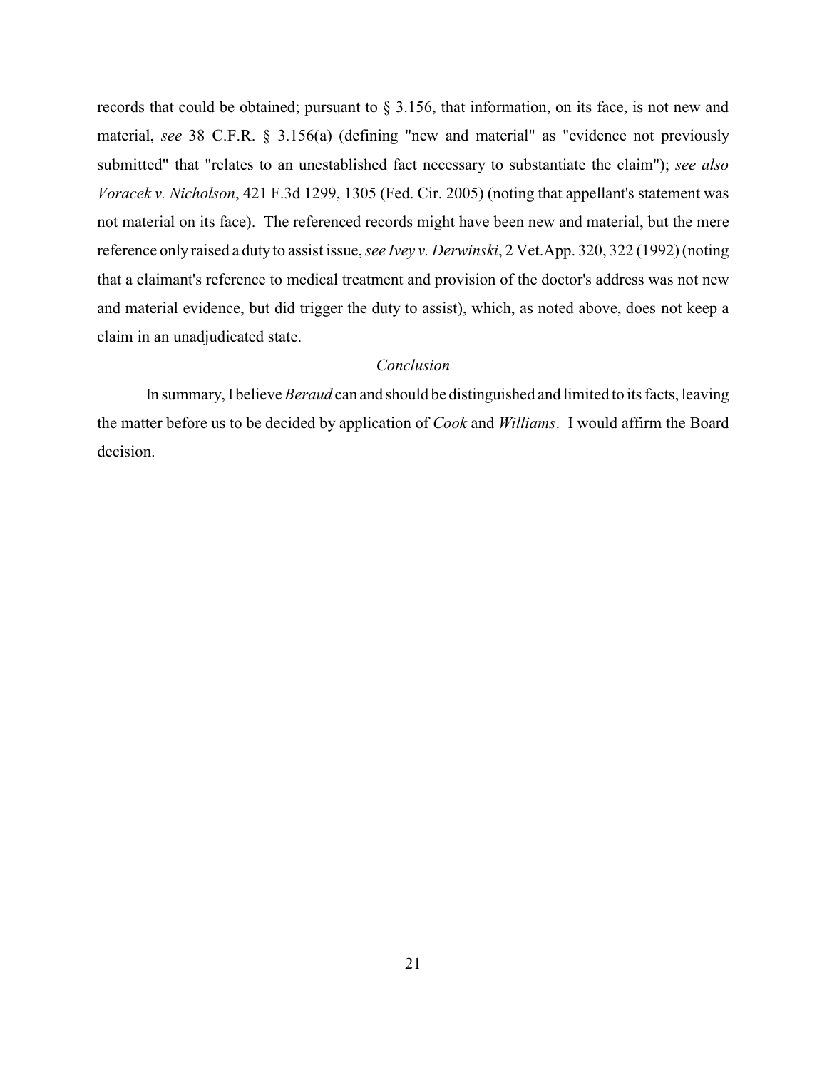records that could be obtained; pursuant to § 3.156, that information, on its face, is not new and material, *see* 38 C.F.R. § 3.156(a) (defining "new and material" as "evidence not previously submitted" that "relates to an unestablished fact necessary to substantiate the claim"); *see also Voracek v. Nicholson*, 421 F.3d 1299, 1305 (Fed. Cir. 2005) (noting that appellant's statement was not material on its face). The referenced records might have been new and material, but the mere reference only raised a duty to assist issue, *see Ivey v. Derwinski*, 2 Vet.App. 320, 322 (1992) (noting that a claimant's reference to medical treatment and provision of the doctor's address was not new and material evidence, but did trigger the duty to assist), which, as noted above, does not keep a claim in an unadjudicated state.

*Conclusion*

In summary, I believe *Beraud* can and should be distinguished and limited to its facts, leaving the matter before us to be decided by application of *Cook* and *Williams*. I would affirm the Board decision.